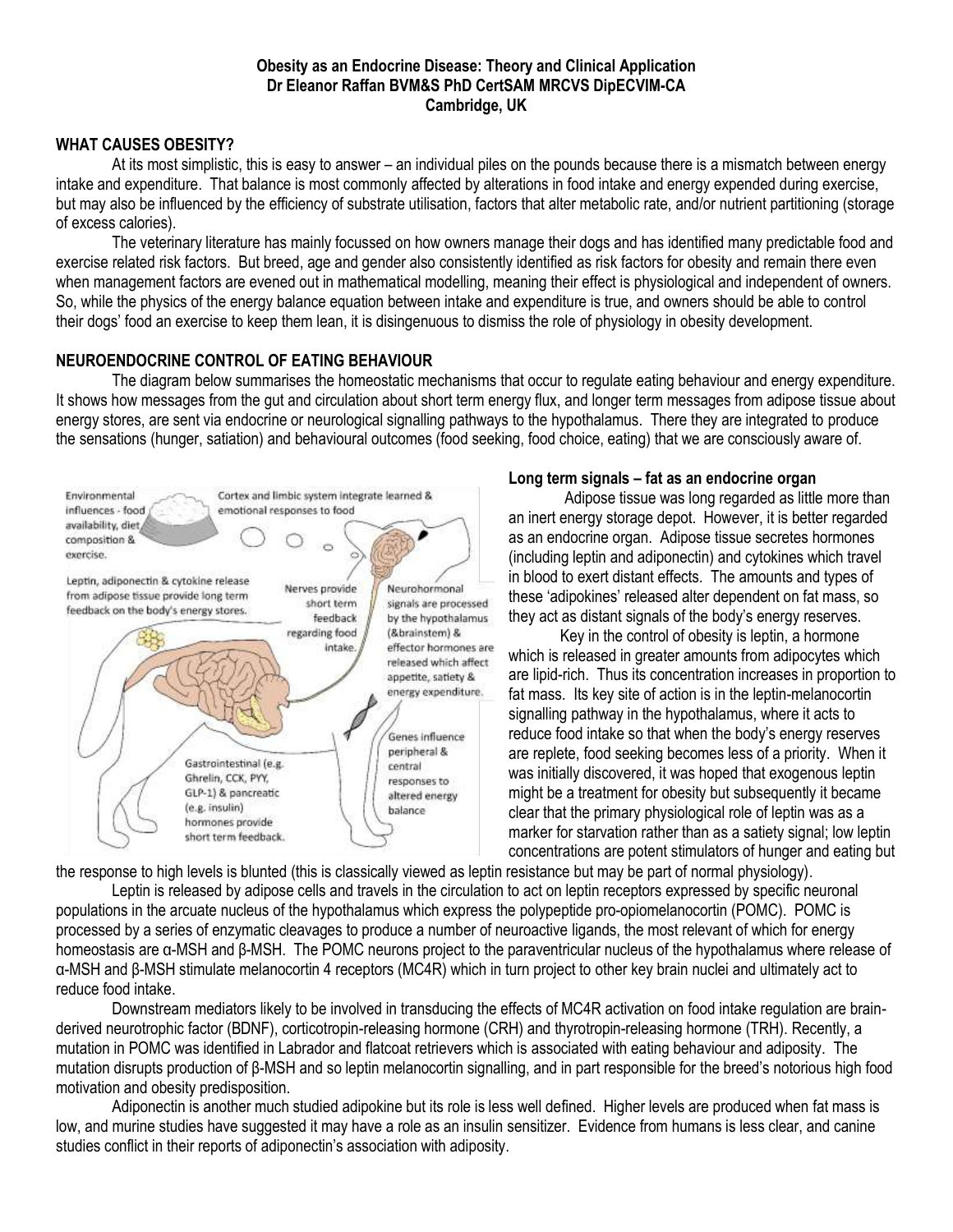**Obesity as an Endocrine Disease: Theory and Clinical Application**
**Dr Eleanor Raffan BVM&S PhD CertSAM MRCVS DipECVIM-CA**
**Cambridge, UK**

## WHAT CAUSES OBESITY?

At its most simplistic, this is easy to answer – an individual piles on the pounds because there is a mismatch between energy intake and expenditure. That balance is most commonly affected by alterations in food intake and energy expended during exercise, but may also be influenced by the efficiency of substrate utilisation, factors that alter metabolic rate, and/or nutrient partitioning (storage of excess calories).

The veterinary literature has mainly focussed on how owners manage their dogs and has identified many predictable food and exercise related risk factors. But breed, age and gender also consistently identified as risk factors for obesity and remain there even when management factors are evened out in mathematical modelling, meaning their effect is physiological and independent of owners. So, while the physics of the energy balance equation between intake and expenditure is true, and owners should be able to control their dogs' food an exercise to keep them lean, it is disingenuous to dismiss the role of physiology in obesity development.

## NEUROENDOCRINE CONTROL OF EATING BEHAVIOUR

The diagram below summarises the homeostatic mechanisms that occur to regulate eating behaviour and energy expenditure. It shows how messages from the gut and circulation about short term energy flux, and longer term messages from adipose tissue about energy stores, are sent via endocrine or neurological signalling pathways to the hypothalamus. There they are integrated to produce the sensations (hunger, satiation) and behavioural outcomes (food seeking, food choice, eating) that we are consciously aware of.

Environmental influences - food availability, diet composition & exercise.

Cortex and limbic system integrate learned & emotional responses to food

Leptin, adiponectin & cytokine release from adipose tissue provide long term feedback on the body's energy stores.

Nerves provide short term feedback regarding food intake.

Neurohormonal signals are processed by the hypothalamus (&brainstem) & effector hormones are released which affect appetite, satiety & energy expenditure.

Genes influence peripheral & central responses to altered energy balance

Gastrointestinal (e.g. Ghrelin, CCK, PYY, GLP-1) & pancreatic (e.g. insulin) hormones provide short term feedback.

### Long term signals – fat as an endocrine organ

Adipose tissue was long regarded as little more than an inert energy storage depot. However, it is better regarded as an endocrine organ. Adipose tissue secretes hormones (including leptin and adiponectin) and cytokines which travel in blood to exert distant effects. The amounts and types of these 'adipokines' released alter dependent on fat mass, so they act as distant signals of the body's energy reserves.

Key in the control of obesity is leptin, a hormone which is released in greater amounts from adipocytes which are lipid-rich. Thus its concentration increases in proportion to fat mass. Its key site of action is in the leptin-melanocortin signalling pathway in the hypothalamus, where it acts to reduce food intake so that when the body's energy reserves are replete, food seeking becomes less of a priority. When it was initially discovered, it was hoped that exogenous leptin might be a treatment for obesity but subsequently it became clear that the primary physiological role of leptin was as a marker for starvation rather than as a satiety signal; low leptin concentrations are potent stimulators of hunger and eating but the response to high levels is blunted (this is classically viewed as leptin resistance but may be part of normal physiology).

Leptin is released by adipose cells and travels in the circulation to act on leptin receptors expressed by specific neuronal populations in the arcuate nucleus of the hypothalamus which express the polypeptide pro-opiomelanocortin (POMC). POMC is processed by a series of enzymatic cleavages to produce a number of neuroactive ligands, the most relevant of which for energy homeostasis are α-MSH and β-MSH. The POMC neurons project to the paraventricular nucleus of the hypothalamus where release of α-MSH and β-MSH stimulate melanocortin 4 receptors (MC4R) which in turn project to other key brain nuclei and ultimately act to reduce food intake.

Downstream mediators likely to be involved in transducing the effects of MC4R activation on food intake regulation are brain-derived neurotrophic factor (BDNF), corticotropin-releasing hormone (CRH) and thyrotropin-releasing hormone (TRH). Recently, a mutation in POMC was identified in Labrador and flatcoat retrievers which is associated with eating behaviour and adiposity. The mutation disrupts production of β-MSH and so leptin melanocortin signalling, and in part responsible for the breed's notorious high food motivation and obesity predisposition.

Adiponectin is another much studied adipokine but its role is less well defined. Higher levels are produced when fat mass is low, and murine studies have suggested it may have a role as an insulin sensitizer. Evidence from humans is less clear, and canine studies conflict in their reports of adiponectin's association with adiposity.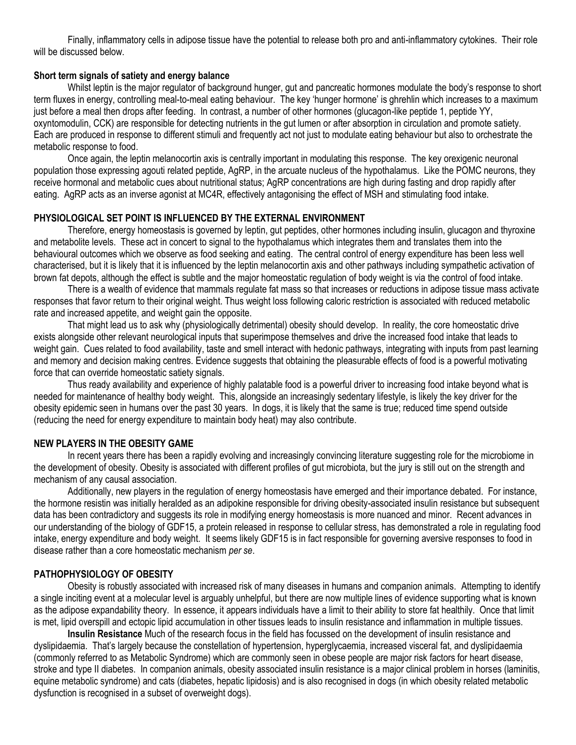Finally, inflammatory cells in adipose tissue have the potential to release both pro and anti-inflammatory cytokines. Their role will be discussed below.

**Short term signals of satiety and energy balance**

Whilst leptin is the major regulator of background hunger, gut and pancreatic hormones modulate the body's response to short term fluxes in energy, controlling meal-to-meal eating behaviour. The key 'hunger hormone' is ghrehlin which increases to a maximum just before a meal then drops after feeding. In contrast, a number of other hormones (glucagon-like peptide 1, peptide YY, oxyntomodulin, CCK) are responsible for detecting nutrients in the gut lumen or after absorption in circulation and promote satiety. Each are produced in response to different stimuli and frequently act not just to modulate eating behaviour but also to orchestrate the metabolic response to food.

Once again, the leptin melanocortin axis is centrally important in modulating this response. The key orexigenic neuronal population those expressing agouti related peptide, AgRP, in the arcuate nucleus of the hypothalamus. Like the POMC neurons, they receive hormonal and metabolic cues about nutritional status; AgRP concentrations are high during fasting and drop rapidly after eating. AgRP acts as an inverse agonist at MC4R, effectively antagonising the effect of MSH and stimulating food intake.

## PHYSIOLOGICAL SET POINT IS INFLUENCED BY THE EXTERNAL ENVIRONMENT

Therefore, energy homeostasis is governed by leptin, gut peptides, other hormones including insulin, glucagon and thyroxine and metabolite levels. These act in concert to signal to the hypothalamus which integrates them and translates them into the behavioural outcomes which we observe as food seeking and eating. The central control of energy expenditure has been less well characterised, but it is likely that it is influenced by the leptin melanocortin axis and other pathways including sympathetic activation of brown fat depots, although the effect is subtle and the major homeostatic regulation of body weight is via the control of food intake.

There is a wealth of evidence that mammals regulate fat mass so that increases or reductions in adipose tissue mass activate responses that favor return to their original weight. Thus weight loss following caloric restriction is associated with reduced metabolic rate and increased appetite, and weight gain the opposite.

That might lead us to ask why (physiologically detrimental) obesity should develop. In reality, the core homeostatic drive exists alongside other relevant neurological inputs that superimpose themselves and drive the increased food intake that leads to weight gain. Cues related to food availability, taste and smell interact with hedonic pathways, integrating with inputs from past learning and memory and decision making centres. Evidence suggests that obtaining the pleasurable effects of food is a powerful motivating force that can override homeostatic satiety signals.

Thus ready availability and experience of highly palatable food is a powerful driver to increasing food intake beyond what is needed for maintenance of healthy body weight. This, alongside an increasingly sedentary lifestyle, is likely the key driver for the obesity epidemic seen in humans over the past 30 years. In dogs, it is likely that the same is true; reduced time spend outside (reducing the need for energy expenditure to maintain body heat) may also contribute.

## NEW PLAYERS IN THE OBESITY GAME

In recent years there has been a rapidly evolving and increasingly convincing literature suggesting role for the microbiome in the development of obesity. Obesity is associated with different profiles of gut microbiota, but the jury is still out on the strength and mechanism of any causal association.

Additionally, new players in the regulation of energy homeostasis have emerged and their importance debated. For instance, the hormone resistin was initially heralded as an adipokine responsible for driving obesity-associated insulin resistance but subsequent data has been contradictory and suggests its role in modifying energy homeostasis is more nuanced and minor. Recent advances in our understanding of the biology of GDF15, a protein released in response to cellular stress, has demonstrated a role in regulating food intake, energy expenditure and body weight. It seems likely GDF15 is in fact responsible for governing aversive responses to food in disease rather than a core homeostatic mechanism *per se*.

## PATHOPHYSIOLOGY OF OBESITY

Obesity is robustly associated with increased risk of many diseases in humans and companion animals. Attempting to identify a single inciting event at a molecular level is arguably unhelpful, but there are now multiple lines of evidence supporting what is known as the adipose expandability theory. In essence, it appears individuals have a limit to their ability to store fat healthily. Once that limit is met, lipid overspill and ectopic lipid accumulation in other tissues leads to insulin resistance and inflammation in multiple tissues.

**Insulin Resistance** Much of the research focus in the field has focussed on the development of insulin resistance and dyslipidaemia. That's largely because the constellation of hypertension, hyperglycaemia, increased visceral fat, and dyslipidaemia (commonly referred to as Metabolic Syndrome) which are commonly seen in obese people are major risk factors for heart disease, stroke and type II diabetes. In companion animals, obesity associated insulin resistance is a major clinical problem in horses (laminitis, equine metabolic syndrome) and cats (diabetes, hepatic lipidosis) and is also recognised in dogs (in which obesity related metabolic dysfunction is recognised in a subset of overweight dogs).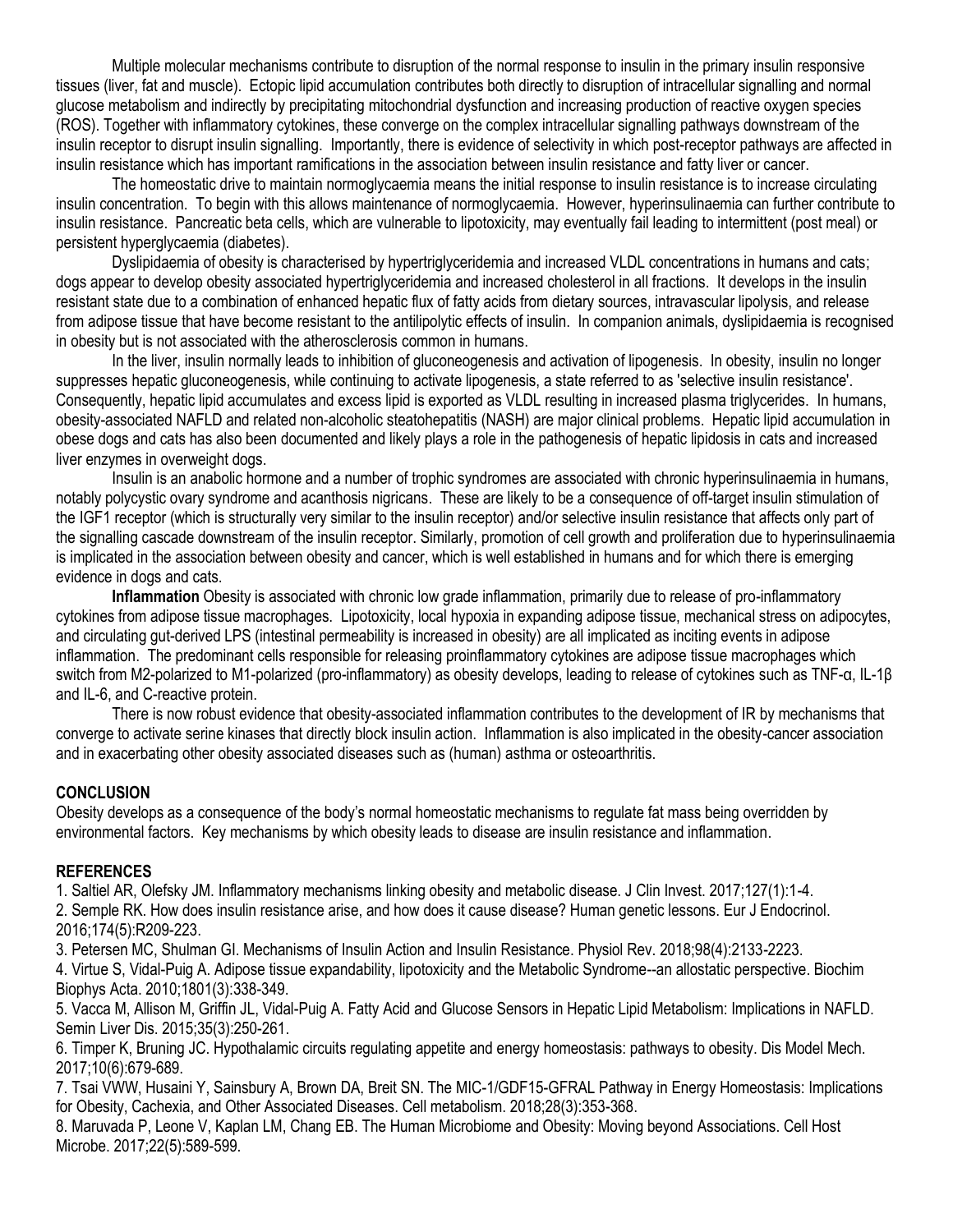Multiple molecular mechanisms contribute to disruption of the normal response to insulin in the primary insulin responsive tissues (liver, fat and muscle). Ectopic lipid accumulation contributes both directly to disruption of intracellular signalling and normal glucose metabolism and indirectly by precipitating mitochondrial dysfunction and increasing production of reactive oxygen species (ROS). Together with inflammatory cytokines, these converge on the complex intracellular signalling pathways downstream of the insulin receptor to disrupt insulin signalling. Importantly, there is evidence of selectivity in which post-receptor pathways are affected in insulin resistance which has important ramifications in the association between insulin resistance and fatty liver or cancer.

The homeostatic drive to maintain normoglycaemia means the initial response to insulin resistance is to increase circulating insulin concentration. To begin with this allows maintenance of normoglycaemia. However, hyperinsulinaemia can further contribute to insulin resistance. Pancreatic beta cells, which are vulnerable to lipotoxicity, may eventually fail leading to intermittent (post meal) or persistent hyperglycaemia (diabetes).

Dyslipidaemia of obesity is characterised by hypertriglyceridemia and increased VLDL concentrations in humans and cats; dogs appear to develop obesity associated hypertriglyceridemia and increased cholesterol in all fractions. It develops in the insulin resistant state due to a combination of enhanced hepatic flux of fatty acids from dietary sources, intravascular lipolysis, and release from adipose tissue that have become resistant to the antilipolytic effects of insulin. In companion animals, dyslipidaemia is recognised in obesity but is not associated with the atherosclerosis common in humans.

In the liver, insulin normally leads to inhibition of gluconeogenesis and activation of lipogenesis. In obesity, insulin no longer suppresses hepatic gluconeogenesis, while continuing to activate lipogenesis, a state referred to as 'selective insulin resistance'. Consequently, hepatic lipid accumulates and excess lipid is exported as VLDL resulting in increased plasma triglycerides. In humans, obesity-associated NAFLD and related non-alcoholic steatohepatitis (NASH) are major clinical problems. Hepatic lipid accumulation in obese dogs and cats has also been documented and likely plays a role in the pathogenesis of hepatic lipidosis in cats and increased liver enzymes in overweight dogs.

Insulin is an anabolic hormone and a number of trophic syndromes are associated with chronic hyperinsulinaemia in humans, notably polycystic ovary syndrome and acanthosis nigricans. These are likely to be a consequence of off-target insulin stimulation of the IGF1 receptor (which is structurally very similar to the insulin receptor) and/or selective insulin resistance that affects only part of the signalling cascade downstream of the insulin receptor. Similarly, promotion of cell growth and proliferation due to hyperinsulinaemia is implicated in the association between obesity and cancer, which is well established in humans and for which there is emerging evidence in dogs and cats.

**Inflammation** Obesity is associated with chronic low grade inflammation, primarily due to release of pro-inflammatory cytokines from adipose tissue macrophages. Lipotoxicity, local hypoxia in expanding adipose tissue, mechanical stress on adipocytes, and circulating gut-derived LPS (intestinal permeability is increased in obesity) are all implicated as inciting events in adipose inflammation. The predominant cells responsible for releasing proinflammatory cytokines are adipose tissue macrophages which switch from M2-polarized to M1-polarized (pro-inflammatory) as obesity develops, leading to release of cytokines such as TNF-α, IL-1β and IL-6, and C-reactive protein.

There is now robust evidence that obesity-associated inflammation contributes to the development of IR by mechanisms that converge to activate serine kinases that directly block insulin action. Inflammation is also implicated in the obesity-cancer association and in exacerbating other obesity associated diseases such as (human) asthma or osteoarthritis.

## CONCLUSION

Obesity develops as a consequence of the body's normal homeostatic mechanisms to regulate fat mass being overridden by environmental factors. Key mechanisms by which obesity leads to disease are insulin resistance and inflammation.

## REFERENCES

1. Saltiel AR, Olefsky JM. Inflammatory mechanisms linking obesity and metabolic disease. J Clin Invest. 2017;127(1):1-4.
2. Semple RK. How does insulin resistance arise, and how does it cause disease? Human genetic lessons. Eur J Endocrinol. 2016;174(5):R209-223.
3. Petersen MC, Shulman GI. Mechanisms of Insulin Action and Insulin Resistance. Physiol Rev. 2018;98(4):2133-2223.
4. Virtue S, Vidal-Puig A. Adipose tissue expandability, lipotoxicity and the Metabolic Syndrome--an allostatic perspective. Biochim Biophys Acta. 2010;1801(3):338-349.
5. Vacca M, Allison M, Griffin JL, Vidal-Puig A. Fatty Acid and Glucose Sensors in Hepatic Lipid Metabolism: Implications in NAFLD. Semin Liver Dis. 2015;35(3):250-261.
6. Timper K, Bruning JC. Hypothalamic circuits regulating appetite and energy homeostasis: pathways to obesity. Dis Model Mech. 2017;10(6):679-689.
7. Tsai VWW, Husaini Y, Sainsbury A, Brown DA, Breit SN. The MIC-1/GDF15-GFRAL Pathway in Energy Homeostasis: Implications for Obesity, Cachexia, and Other Associated Diseases. Cell metabolism. 2018;28(3):353-368.
8. Maruvada P, Leone V, Kaplan LM, Chang EB. The Human Microbiome and Obesity: Moving beyond Associations. Cell Host Microbe. 2017;22(5):589-599.